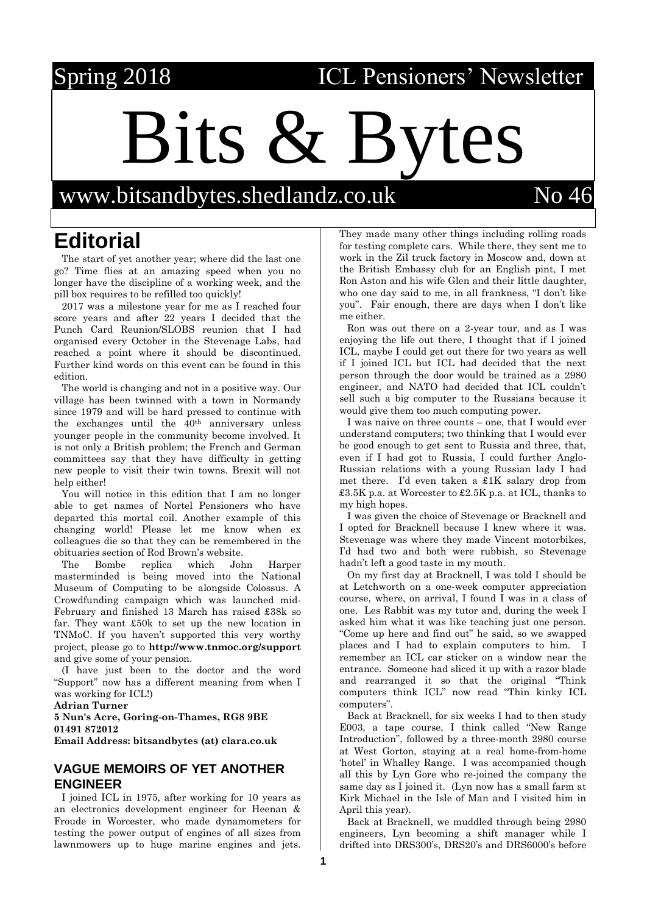Spring 2018 ICL Pensioners' Newsletter

# Bits & Bytes

www.bitsandbytes.shedlandz.co.uk No 46

## Editorial

The start of yet another year; where did the last one go? Time flies at an amazing speed when you no longer have the discipline of a working week, and the pill box requires to be refilled too quickly!

2017 was a milestone year for me as I reached four score years and after 22 years I decided that the Punch Card Reunion/SLOBS reunion that I had organised every October in the Stevenage Labs, had reached a point where it should be discontinued. Further kind words on this event can be found in this edition.

The world is changing and not in a positive way. Our village has been twinned with a town in Normandy since 1979 and will be hard pressed to continue with the exchanges until the 40th anniversary unless younger people in the community become involved. It is not only a British problem; the French and German committees say that they have difficulty in getting new people to visit their twin towns. Brexit will not help either!

You will notice in this edition that I am no longer able to get names of Nortel Pensioners who have departed this mortal coil. Another example of this changing world! Please let me know when ex colleagues die so that they can be remembered in the obituaries section of Rod Brown's website.

The Bombe replica which John Harper masterminded is being moved into the National Museum of Computing to be alongside Colossus. A Crowdfunding campaign which was launched mid-February and finished 13 March has raised £38k so far. They want £50k to set up the new location in TNMoC. If you haven't supported this very worthy project, please go to **http://www.tnmoc.org/support** and give some of your pension.

(I have just been to the doctor and the word "Support" now has a different meaning from when I was working for ICL!)

**Adrian Turner**
**5 Nun's Acre, Goring-on-Thames, RG8 9BE**
**01491 872012**
**Email Address: bitsandbytes (at) clara.co.uk**

### VAGUE MEMOIRS OF YET ANOTHER ENGINEER

I joined ICL in 1975, after working for 10 years as an electronics development engineer for Heenan & Froude in Worcester, who made dynamometers for testing the power output of engines of all sizes from lawnmowers up to huge marine engines and jets. They made many other things including rolling roads for testing complete cars. While there, they sent me to work in the Zil truck factory in Moscow and, down at the British Embassy club for an English pint, I met Ron Aston and his wife Glen and their little daughter, who one day said to me, in all frankness, "I don't like you". Fair enough, there are days when I don't like me either.

Ron was out there on a 2-year tour, and as I was enjoying the life out there, I thought that if I joined ICL, maybe I could get out there for two years as well if I joined ICL but ICL had decided that the next person through the door would be trained as a 2980 engineer, and NATO had decided that ICL couldn't sell such a big computer to the Russians because it would give them too much computing power.

I was naive on three counts – one, that I would ever understand computers; two thinking that I would ever be good enough to get sent to Russia and three, that, even if I had got to Russia, I could further Anglo-Russian relations with a young Russian lady I had met there. I'd even taken a £1K salary drop from £3.5K p.a. at Worcester to £2.5K p.a. at ICL, thanks to my high hopes.

I was given the choice of Stevenage or Bracknell and I opted for Bracknell because I knew where it was. Stevenage was where they made Vincent motorbikes, I'd had two and both were rubbish, so Stevenage hadn't left a good taste in my mouth.

On my first day at Bracknell, I was told I should be at Letchworth on a one-week computer appreciation course, where, on arrival, I found I was in a class of one. Les Rabbit was my tutor and, during the week I asked him what it was like teaching just one person. "Come up here and find out" he said, so we swapped places and I had to explain computers to him. I remember an ICL car sticker on a window near the entrance. Someone had sliced it up with a razor blade and rearranged it so that the original "Think computers think ICL" now read "Thin kinky ICL computers".

Back at Bracknell, for six weeks I had to then study E003, a tape course, I think called "New Range Introduction", followed by a three-month 2980 course at West Gorton, staying at a real home-from-home 'hotel' in Whalley Range. I was accompanied though all this by Lyn Gore who re-joined the company the same day as I joined it. (Lyn now has a small farm at Kirk Michael in the Isle of Man and I visited him in April this year).

Back at Bracknell, we muddled through being 2980 engineers, Lyn becoming a shift manager while I drifted into DRS300's, DRS20's and DRS6000's before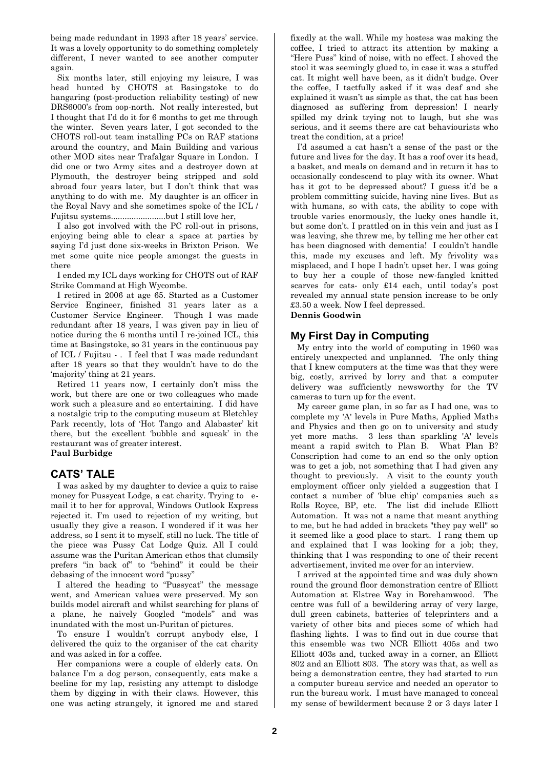being made redundant in 1993 after 18 years' service. It was a lovely opportunity to do something completely different, I never wanted to see another computer again.

Six months later, still enjoying my leisure, I was head hunted by CHOTS at Basingstoke to do hangaring (post-production reliability testing) of new DRS6000's from oop-north. Not really interested, but I thought that I'd do it for 6 months to get me through the winter. Seven years later, I got seconded to the CHOTS roll-out team installing PCs on RAF stations around the country, and Main Building and various other MOD sites near Trafalgar Square in London. I did one or two Army sites and a destroyer down at Plymouth, the destroyer being stripped and sold abroad four years later, but I don't think that was anything to do with me. My daughter is an officer in the Royal Navy and she sometimes spoke of the ICL / Fujitsu systems........................but I still love her,

I also got involved with the PC roll-out in prisons, enjoying being able to clear a space at parties by saying I'd just done six-weeks in Brixton Prison. We met some quite nice people amongst the guests in there

I ended my ICL days working for CHOTS out of RAF Strike Command at High Wycombe.

I retired in 2006 at age 65. Started as a Customer Service Engineer, finished 31 years later as a Customer Service Engineer. Though I was made redundant after 18 years, I was given pay in lieu of notice during the 6 months until I re-joined ICL, this time at Basingstoke, so 31 years in the continuous pay of ICL / Fujitsu - . I feel that I was made redundant after 18 years so that they wouldn't have to do the 'majority' thing at 21 years.

Retired 11 years now, I certainly don't miss the work, but there are one or two colleagues who made work such a pleasure and so entertaining. I did have a nostalgic trip to the computing museum at Bletchley Park recently, lots of 'Hot Tango and Alabaster' kit there, but the excellent 'bubble and squeak' in the restaurant was of greater interest.

**Paul Burbidge**

## CATS' TALE

I was asked by my daughter to device a quiz to raise money for Pussycat Lodge, a cat charity. Trying to e-mail it to her for approval, Windows Outlook Express rejected it. I'm used to rejection of my writing, but usually they give a reason. I wondered if it was her address, so I sent it to myself, still no luck. The title of the piece was Pussy Cat Lodge Quiz. All I could assume was the Puritan American ethos that clumsily prefers "in back of" to "behind" it could be their debasing of the innocent word "pussy"

I altered the heading to "Pussycat" the message went, and American values were preserved. My son builds model aircraft and whilst searching for plans of a plane, he naively Googled "models" and was inundated with the most un-Puritan of pictures.

To ensure I wouldn't corrupt anybody else, I delivered the quiz to the organiser of the cat charity and was asked in for a coffee.

Her companions were a couple of elderly cats. On balance I'm a dog person, consequently, cats make a beeline for my lap, resisting any attempt to dislodge them by digging in with their claws. However, this one was acting strangely, it ignored me and stared fixedly at the wall. While my hostess was making the coffee, I tried to attract its attention by making a "Here Puss" kind of noise, with no effect. I shoved the stool it was seemingly glued to, in case it was a stuffed cat. It might well have been, as it didn't budge. Over the coffee, I tactfully asked if it was deaf and she explained it wasn't as simple as that, the cat has been diagnosed as suffering from depression! I nearly spilled my drink trying not to laugh, but she was serious, and it seems there are cat behaviourists who treat the condition, at a price!

I'd assumed a cat hasn't a sense of the past or the future and lives for the day. It has a roof over its head, a basket, and meals on demand and in return it has to occasionally condescend to play with its owner. What has it got to be depressed about? I guess it'd be a problem committing suicide, having nine lives. But as with humans, so with cats, the ability to cope with trouble varies enormously, the lucky ones handle it, but some don't. I prattled on in this vein and just as I was leaving, she threw me, by telling me her other cat has been diagnosed with dementia! I couldn't handle this, made my excuses and left. My frivolity was misplaced, and I hope I hadn't upset her. I was going to buy her a couple of those new-fangled knitted scarves for cats- only £14 each, until today's post revealed my annual state pension increase to be only £3.50 a week. Now I feel depressed.

**Dennis Goodwin**

## My First Day in Computing

My entry into the world of computing in 1960 was entirely unexpected and unplanned. The only thing that I knew computers at the time was that they were big, costly, arrived by lorry and that a computer delivery was sufficiently newsworthy for the TV cameras to turn up for the event.

My career game plan, in so far as I had one, was to complete my 'A' levels in Pure Maths, Applied Maths and Physics and then go on to university and study yet more maths. 3 less than sparkling 'A' levels meant a rapid switch to Plan B. What Plan B? Conscription had come to an end so the only option was to get a job, not something that I had given any thought to previously. A visit to the county youth employment officer only yielded a suggestion that I contact a number of 'blue chip' companies such as Rolls Royce, BP, etc. The list did include Elliott Automation. It was not a name that meant anything to me, but he had added in brackets "they pay well" so it seemed like a good place to start. I rang them up and explained that I was looking for a job; they, thinking that I was responding to one of their recent advertisement, invited me over for an interview.

I arrived at the appointed time and was duly shown round the ground floor demonstration centre of Elliott Automation at Elstree Way in Borehamwood. The centre was full of a bewildering array of very large, dull green cabinets, batteries of teleprinters and a variety of other bits and pieces some of which had flashing lights. I was to find out in due course that this ensemble was two NCR Elliott 405s and two Elliott 403s and, tucked away in a corner, an Elliott 802 and an Elliott 803. The story was that, as well as being a demonstration centre, they had started to run a computer bureau service and needed an operator to run the bureau work. I must have managed to conceal my sense of bewilderment because 2 or 3 days later I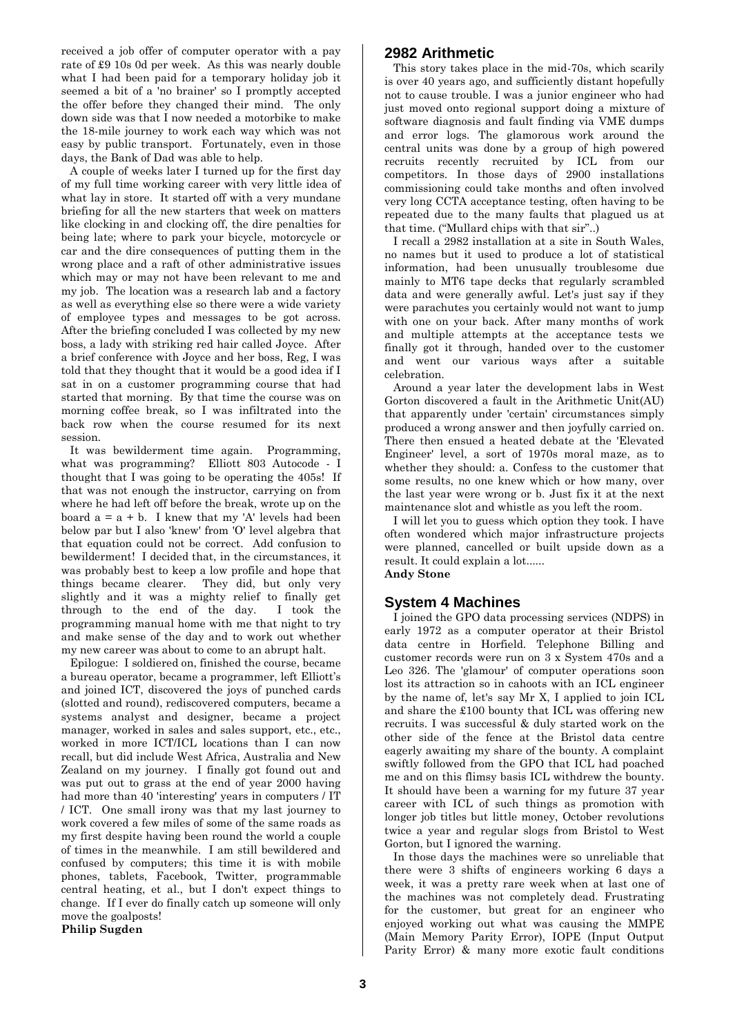received a job offer of computer operator with a pay rate of £9 10s 0d per week. As this was nearly double what I had been paid for a temporary holiday job it seemed a bit of a 'no brainer' so I promptly accepted the offer before they changed their mind. The only down side was that I now needed a motorbike to make the 18-mile journey to work each way which was not easy by public transport. Fortunately, even in those days, the Bank of Dad was able to help.

A couple of weeks later I turned up for the first day of my full time working career with very little idea of what lay in store. It started off with a very mundane briefing for all the new starters that week on matters like clocking in and clocking off, the dire penalties for being late; where to park your bicycle, motorcycle or car and the dire consequences of putting them in the wrong place and a raft of other administrative issues which may or may not have been relevant to me and my job. The location was a research lab and a factory as well as everything else so there were a wide variety of employee types and messages to be got across. After the briefing concluded I was collected by my new boss, a lady with striking red hair called Joyce. After a brief conference with Joyce and her boss, Reg, I was told that they thought that it would be a good idea if I sat in on a customer programming course that had started that morning. By that time the course was on morning coffee break, so I was infiltrated into the back row when the course resumed for its next session.

It was bewilderment time again. Programming, what was programming? Elliott 803 Autocode - I thought that I was going to be operating the 405s! If that was not enough the instructor, carrying on from where he had left off before the break, wrote up on the board a = a + b. I knew that my 'A' levels had been below par but I also 'knew' from 'O' level algebra that that equation could not be correct. Add confusion to bewilderment! I decided that, in the circumstances, it was probably best to keep a low profile and hope that things became clearer. They did, but only very slightly and it was a mighty relief to finally get through to the end of the day. I took the programming manual home with me that night to try and make sense of the day and to work out whether my new career was about to come to an abrupt halt.

Epilogue: I soldiered on, finished the course, became a bureau operator, became a programmer, left Elliott's and joined ICT, discovered the joys of punched cards (slotted and round), rediscovered computers, became a systems analyst and designer, became a project manager, worked in sales and sales support, etc., etc., worked in more ICT/ICL locations than I can now recall, but did include West Africa, Australia and New Zealand on my journey. I finally got found out and was put out to grass at the end of year 2000 having had more than 40 'interesting' years in computers / IT / ICT. One small irony was that my last journey to work covered a few miles of some of the same roads as my first despite having been round the world a couple of times in the meanwhile. I am still bewildered and confused by computers; this time it is with mobile phones, tablets, Facebook, Twitter, programmable central heating, et al., but I don't expect things to change. If I ever do finally catch up someone will only move the goalposts!

**Philip Sugden**

## 2982 Arithmetic

This story takes place in the mid-70s, which scarily is over 40 years ago, and sufficiently distant hopefully not to cause trouble. I was a junior engineer who had just moved onto regional support doing a mixture of software diagnosis and fault finding via VME dumps and error logs. The glamorous work around the central units was done by a group of high powered recruits recently recruited by ICL from our competitors. In those days of 2900 installations commissioning could take months and often involved very long CCTA acceptance testing, often having to be repeated due to the many faults that plagued us at that time. ("Mullard chips with that sir"..)

I recall a 2982 installation at a site in South Wales, no names but it used to produce a lot of statistical information, had been unusually troublesome due mainly to MT6 tape decks that regularly scrambled data and were generally awful. Let's just say if they were parachutes you certainly would not want to jump with one on your back. After many months of work and multiple attempts at the acceptance tests we finally got it through, handed over to the customer and went our various ways after a suitable celebration.

Around a year later the development labs in West Gorton discovered a fault in the Arithmetic Unit(AU) that apparently under 'certain' circumstances simply produced a wrong answer and then joyfully carried on. There then ensued a heated debate at the 'Elevated Engineer' level, a sort of 1970s moral maze, as to whether they should: a. Confess to the customer that some results, no one knew which or how many, over the last year were wrong or b. Just fix it at the next maintenance slot and whistle as you left the room.

I will let you to guess which option they took. I have often wondered which major infrastructure projects were planned, cancelled or built upside down as a result. It could explain a lot......

**Andy Stone**

## System 4 Machines

I joined the GPO data processing services (NDPS) in early 1972 as a computer operator at their Bristol data centre in Horfield. Telephone Billing and customer records were run on 3 x System 470s and a Leo 326. The 'glamour' of computer operations soon lost its attraction so in cahoots with an ICL engineer by the name of, let's say Mr X, I applied to join ICL and share the £100 bounty that ICL was offering new recruits. I was successful & duly started work on the other side of the fence at the Bristol data centre eagerly awaiting my share of the bounty. A complaint swiftly followed from the GPO that ICL had poached me and on this flimsy basis ICL withdrew the bounty. It should have been a warning for my future 37 year career with ICL of such things as promotion with longer job titles but little money, October revolutions twice a year and regular slogs from Bristol to West Gorton, but I ignored the warning.

In those days the machines were so unreliable that there were 3 shifts of engineers working 6 days a week, it was a pretty rare week when at last one of the machines was not completely dead. Frustrating for the customer, but great for an engineer who enjoyed working out what was causing the MMPE (Main Memory Parity Error), IOPE (Input Output Parity Error) & many more exotic fault conditions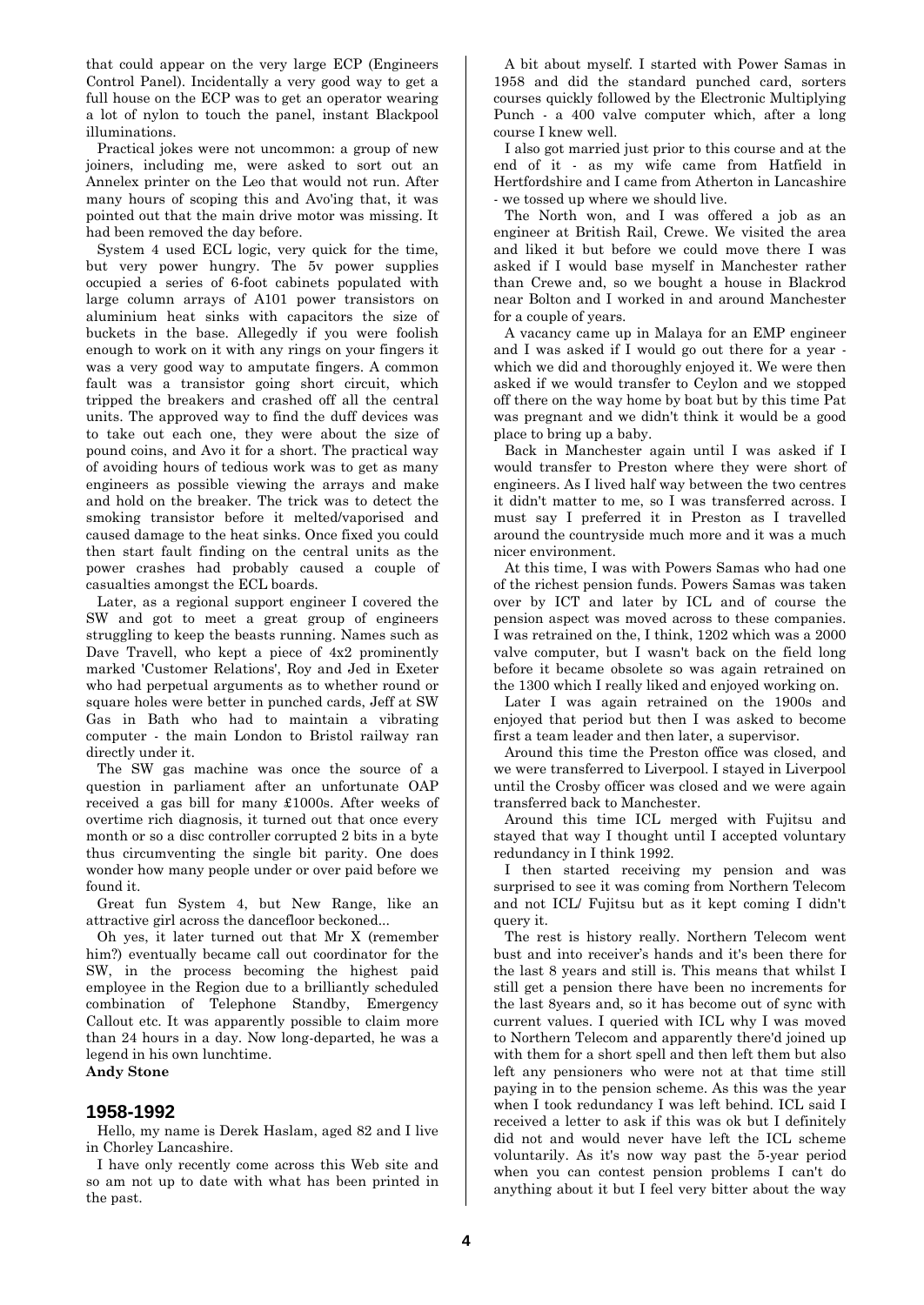that could appear on the very large ECP (Engineers Control Panel). Incidentally a very good way to get a full house on the ECP was to get an operator wearing a lot of nylon to touch the panel, instant Blackpool illuminations.

Practical jokes were not uncommon: a group of new joiners, including me, were asked to sort out an Annelex printer on the Leo that would not run. After many hours of scoping this and Avo'ing that, it was pointed out that the main drive motor was missing. It had been removed the day before.

System 4 used ECL logic, very quick for the time, but very power hungry. The 5v power supplies occupied a series of 6-foot cabinets populated with large column arrays of A101 power transistors on aluminium heat sinks with capacitors the size of buckets in the base. Allegedly if you were foolish enough to work on it with any rings on your fingers it was a very good way to amputate fingers. A common fault was a transistor going short circuit, which tripped the breakers and crashed off all the central units. The approved way to find the duff devices was to take out each one, they were about the size of pound coins, and Avo it for a short. The practical way of avoiding hours of tedious work was to get as many engineers as possible viewing the arrays and make and hold on the breaker. The trick was to detect the smoking transistor before it melted/vaporised and caused damage to the heat sinks. Once fixed you could then start fault finding on the central units as the power crashes had probably caused a couple of casualties amongst the ECL boards.

Later, as a regional support engineer I covered the SW and got to meet a great group of engineers struggling to keep the beasts running. Names such as Dave Travell, who kept a piece of 4x2 prominently marked 'Customer Relations', Roy and Jed in Exeter who had perpetual arguments as to whether round or square holes were better in punched cards, Jeff at SW Gas in Bath who had to maintain a vibrating computer - the main London to Bristol railway ran directly under it.

The SW gas machine was once the source of a question in parliament after an unfortunate OAP received a gas bill for many £1000s. After weeks of overtime rich diagnosis, it turned out that once every month or so a disc controller corrupted 2 bits in a byte thus circumventing the single bit parity. One does wonder how many people under or over paid before we found it.

Great fun System 4, but New Range, like an attractive girl across the dancefloor beckoned...

Oh yes, it later turned out that Mr X (remember him?) eventually became call out coordinator for the SW, in the process becoming the highest paid employee in the Region due to a brilliantly scheduled combination of Telephone Standby, Emergency Callout etc. It was apparently possible to claim more than 24 hours in a day. Now long-departed, he was a legend in his own lunchtime.

**Andy Stone**

## 1958-1992

Hello, my name is Derek Haslam, aged 82 and I live in Chorley Lancashire.

I have only recently come across this Web site and so am not up to date with what has been printed in the past.

A bit about myself. I started with Power Samas in 1958 and did the standard punched card, sorters courses quickly followed by the Electronic Multiplying Punch - a 400 valve computer which, after a long course I knew well.

I also got married just prior to this course and at the end of it - as my wife came from Hatfield in Hertfordshire and I came from Atherton in Lancashire - we tossed up where we should live.

The North won, and I was offered a job as an engineer at British Rail, Crewe. We visited the area and liked it but before we could move there I was asked if I would base myself in Manchester rather than Crewe and, so we bought a house in Blackrod near Bolton and I worked in and around Manchester for a couple of years.

A vacancy came up in Malaya for an EMP engineer and I was asked if I would go out there for a year - which we did and thoroughly enjoyed it. We were then asked if we would transfer to Ceylon and we stopped off there on the way home by boat but by this time Pat was pregnant and we didn't think it would be a good place to bring up a baby.

Back in Manchester again until I was asked if I would transfer to Preston where they were short of engineers. As I lived half way between the two centres it didn't matter to me, so I was transferred across. I must say I preferred it in Preston as I travelled around the countryside much more and it was a much nicer environment.

At this time, I was with Powers Samas who had one of the richest pension funds. Powers Samas was taken over by ICT and later by ICL and of course the pension aspect was moved across to these companies. I was retrained on the, I think, 1202 which was a 2000 valve computer, but I wasn't back on the field long before it became obsolete so was again retrained on the 1300 which I really liked and enjoyed working on.

Later I was again retrained on the 1900s and enjoyed that period but then I was asked to become first a team leader and then later, a supervisor.

Around this time the Preston office was closed, and we were transferred to Liverpool. I stayed in Liverpool until the Crosby officer was closed and we were again transferred back to Manchester.

Around this time ICL merged with Fujitsu and stayed that way I thought until I accepted voluntary redundancy in I think 1992.

I then started receiving my pension and was surprised to see it was coming from Northern Telecom and not ICL/ Fujitsu but as it kept coming I didn't query it.

The rest is history really. Northern Telecom went bust and into receiver's hands and it's been there for the last 8 years and still is. This means that whilst I still get a pension there have been no increments for the last 8years and, so it has become out of sync with current values. I queried with ICL why I was moved to Northern Telecom and apparently there'd joined up with them for a short spell and then left them but also left any pensioners who were not at that time still paying in to the pension scheme. As this was the year when I took redundancy I was left behind. ICL said I received a letter to ask if this was ok but I definitely did not and would never have left the ICL scheme voluntarily. As it's now way past the 5-year period when you can contest pension problems I can't do anything about it but I feel very bitter about the way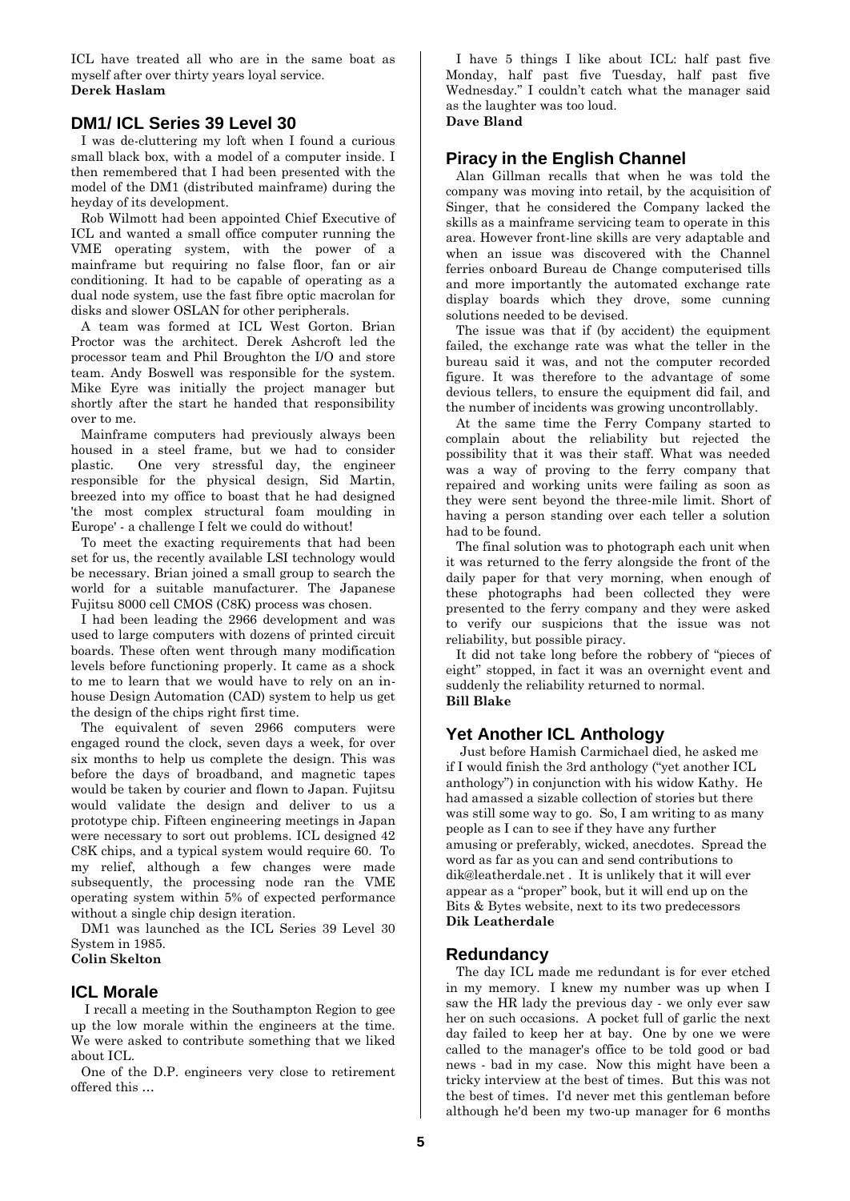ICL have treated all who are in the same boat as myself after over thirty years loyal service.
**Derek Haslam**

## DM1/ ICL Series 39 Level 30

I was de-cluttering my loft when I found a curious small black box, with a model of a computer inside. I then remembered that I had been presented with the model of the DM1 (distributed mainframe) during the heyday of its development.

Rob Wilmott had been appointed Chief Executive of ICL and wanted a small office computer running the VME operating system, with the power of a mainframe but requiring no false floor, fan or air conditioning. It had to be capable of operating as a dual node system, use the fast fibre optic macrolan for disks and slower OSLAN for other peripherals.

A team was formed at ICL West Gorton. Brian Proctor was the architect. Derek Ashcroft led the processor team and Phil Broughton the I/O and store team. Andy Boswell was responsible for the system. Mike Eyre was initially the project manager but shortly after the start he handed that responsibility over to me.

Mainframe computers had previously always been housed in a steel frame, but we had to consider plastic. One very stressful day, the engineer responsible for the physical design, Sid Martin, breezed into my office to boast that he had designed 'the most complex structural foam moulding in Europe' - a challenge I felt we could do without!

To meet the exacting requirements that had been set for us, the recently available LSI technology would be necessary. Brian joined a small group to search the world for a suitable manufacturer. The Japanese Fujitsu 8000 cell CMOS (C8K) process was chosen.

I had been leading the 2966 development and was used to large computers with dozens of printed circuit boards. These often went through many modification levels before functioning properly. It came as a shock to me to learn that we would have to rely on an in-house Design Automation (CAD) system to help us get the design of the chips right first time.

The equivalent of seven 2966 computers were engaged round the clock, seven days a week, for over six months to help us complete the design. This was before the days of broadband, and magnetic tapes would be taken by courier and flown to Japan. Fujitsu would validate the design and deliver to us a prototype chip. Fifteen engineering meetings in Japan were necessary to sort out problems. ICL designed 42 C8K chips, and a typical system would require 60. To my relief, although a few changes were made subsequently, the processing node ran the VME operating system within 5% of expected performance without a single chip design iteration.

DM1 was launched as the ICL Series 39 Level 30 System in 1985.
**Colin Skelton**

## ICL Morale

I recall a meeting in the Southampton Region to gee up the low morale within the engineers at the time. We were asked to contribute something that we liked about ICL.

One of the D.P. engineers very close to retirement offered this …

I have 5 things I like about ICL: half past five Monday, half past five Tuesday, half past five Wednesday." I couldn't catch what the manager said as the laughter was too loud.
**Dave Bland**

## Piracy in the English Channel

Alan Gillman recalls that when he was told the company was moving into retail, by the acquisition of Singer, that he considered the Company lacked the skills as a mainframe servicing team to operate in this area. However front-line skills are very adaptable and when an issue was discovered with the Channel ferries onboard Bureau de Change computerised tills and more importantly the automated exchange rate display boards which they drove, some cunning solutions needed to be devised.

The issue was that if (by accident) the equipment failed, the exchange rate was what the teller in the bureau said it was, and not the computer recorded figure. It was therefore to the advantage of some devious tellers, to ensure the equipment did fail, and the number of incidents was growing uncontrollably.

At the same time the Ferry Company started to complain about the reliability but rejected the possibility that it was their staff. What was needed was a way of proving to the ferry company that repaired and working units were failing as soon as they were sent beyond the three-mile limit. Short of having a person standing over each teller a solution had to be found.

The final solution was to photograph each unit when it was returned to the ferry alongside the front of the daily paper for that very morning, when enough of these photographs had been collected they were presented to the ferry company and they were asked to verify our suspicions that the issue was not reliability, but possible piracy.

It did not take long before the robbery of "pieces of eight" stopped, in fact it was an overnight event and suddenly the reliability returned to normal.
**Bill Blake**

## Yet Another ICL Anthology

Just before Hamish Carmichael died, he asked me if I would finish the 3rd anthology ("yet another ICL anthology") in conjunction with his widow Kathy. He had amassed a sizable collection of stories but there was still some way to go. So, I am writing to as many people as I can to see if they have any further amusing or preferably, wicked, anecdotes. Spread the word as far as you can and send contributions to dik@leatherdale.net . It is unlikely that it will ever appear as a "proper" book, but it will end up on the Bits & Bytes website, next to its two predecessors
**Dik Leatherdale**

## Redundancy

The day ICL made me redundant is for ever etched in my memory. I knew my number was up when I saw the HR lady the previous day - we only ever saw her on such occasions. A pocket full of garlic the next day failed to keep her at bay. One by one we were called to the manager's office to be told good or bad news - bad in my case. Now this might have been a tricky interview at the best of times. But this was not the best of times. I'd never met this gentleman before although he'd been my two-up manager for 6 months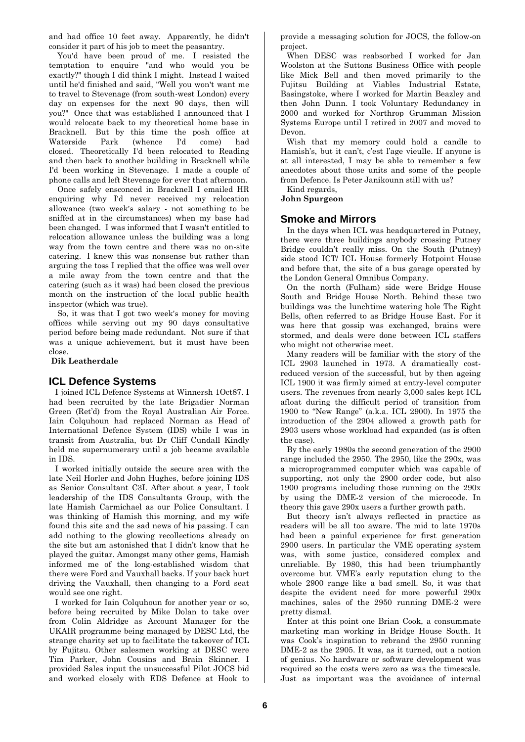and had office 10 feet away. Apparently, he didn't consider it part of his job to meet the peasantry.

You'd have been proud of me. I resisted the temptation to enquire "and who would you be exactly?" though I did think I might. Instead I waited until he'd finished and said, "Well you won't want me to travel to Stevenage (from south-west London) every day on expenses for the next 90 days, then will you?" Once that was established I announced that I would relocate back to my theoretical home base in Bracknell. But by this time the posh office at Waterside Park (whence I'd come) had closed. Theoretically I'd been relocated to Reading and then back to another building in Bracknell while I'd been working in Stevenage. I made a couple of phone calls and left Stevenage for ever that afternoon.

Once safely ensconced in Bracknell I emailed HR enquiring why I'd never received my relocation allowance (two week's salary - not something to be sniffed at in the circumstances) when my base had been changed. I was informed that I wasn't entitled to relocation allowance unless the building was a long way from the town centre and there was no on-site catering. I knew this was nonsense but rather than arguing the toss I replied that the office was well over a mile away from the town centre and that the catering (such as it was) had been closed the previous month on the instruction of the local public health inspector (which was true).

So, it was that I got two week's money for moving offices while serving out my 90 days consultative period before being made redundant. Not sure if that was a unique achievement, but it must have been close.

**Dik Leatherdale**

## ICL Defence Systems

I joined ICL Defence Systems at Winnersh 1Oct87. I had been recruited by the late Brigadier Norman Green (Ret'd) from the Royal Australian Air Force. Iain Colquhoun had replaced Norman as Head of International Defence System (IDS) while I was in transit from Australia, but Dr Cliff Cundall Kindly held me supernumerary until a job became available in IDS.

I worked initially outside the secure area with the late Neil Horler and John Hughes, before joining IDS as Senior Consultant C3I. After about a year, I took leadership of the IDS Consultants Group, with the late Hamish Carmichael as our Police Consultant. I was thinking of Hamish this morning, and my wife found this site and the sad news of his passing. I can add nothing to the glowing recollections already on the site but am astonished that I didn't know that he played the guitar. Amongst many other gems, Hamish informed me of the long-established wisdom that there were Ford and Vauxhall backs. If your back hurt driving the Vauxhall, then changing to a Ford seat would see one right.

I worked for Iain Colquhoun for another year or so, before being recruited by Mike Dolan to take over from Colin Aldridge as Account Manager for the UKAIR programme being managed by DESC Ltd, the strange charity set up to facilitate the takeover of ICL by Fujitsu. Other salesmen working at DESC were Tim Parker, John Cousins and Brain Skinner. I provided Sales input the unsuccessful Pilot JOCS bid and worked closely with EDS Defence at Hook to provide a messaging solution for JOCS, the follow-on project.

When DESC was reabsorbed I worked for Jan Woolston at the Suttons Business Office with people like Mick Bell and then moved primarily to the Fujitsu Building at Viables Industrial Estate, Basingstoke, where I worked for Martin Beazley and then John Dunn. I took Voluntary Redundancy in 2000 and worked for Northrop Grumman Mission Systems Europe until I retired in 2007 and moved to Devon.

Wish that my memory could hold a candle to Hamish's, but it can't, c'est l'age vieulle. If anyone is at all interested, I may be able to remember a few anecdotes about those units and some of the people from Defence. Is Peter Janikounn still with us?

Kind regards,

**John Spurgeon**

## Smoke and Mirrors

In the days when ICL was headquartered in Putney, there were three buildings anybody crossing Putney Bridge couldn't really miss. On the South (Putney) side stood ICT/ ICL House formerly Hotpoint House and before that, the site of a bus garage operated by the London General Omnibus Company.

On the north (Fulham) side were Bridge House South and Bridge House North. Behind these two buildings was the lunchtime watering hole The Eight Bells, often referred to as Bridge House East. For it was here that gossip was exchanged, brains were stormed, and deals were done between ICL staffers who might not otherwise meet.

Many readers will be familiar with the story of the ICL 2903 launched in 1973. A dramatically cost-reduced version of the successful, but by then ageing ICL 1900 it was firmly aimed at entry-level computer users. The revenues from nearly 3,000 sales kept ICL afloat during the difficult period of transition from 1900 to "New Range" (a.k.a. ICL 2900). In 1975 the introduction of the 2904 allowed a growth path for 2903 users whose workload had expanded (as is often the case).

By the early 1980s the second generation of the 2900 range included the 2950. The 2950, like the 290x, was a microprogrammed computer which was capable of supporting, not only the 2900 order code, but also 1900 programs including those running on the 290x by using the DME-2 version of the microcode. In theory this gave 290x users a further growth path.

But theory isn't always reflected in practice as readers will be all too aware. The mid to late 1970s had been a painful experience for first generation 2900 users. In particular the VME operating system was, with some justice, considered complex and unreliable. By 1980, this had been triumphantly overcome but VME's early reputation clung to the whole 2900 range like a bad smell. So, it was that despite the evident need for more powerful 290x machines, sales of the 2950 running DME-2 were pretty dismal.

Enter at this point one Brian Cook, a consummate marketing man working in Bridge House South. It was Cook's inspiration to rebrand the 2950 running DME-2 as the 2905. It was, as it turned, out a notion of genius. No hardware or software development was required so the costs were zero as was the timescale. Just as important was the avoidance of internal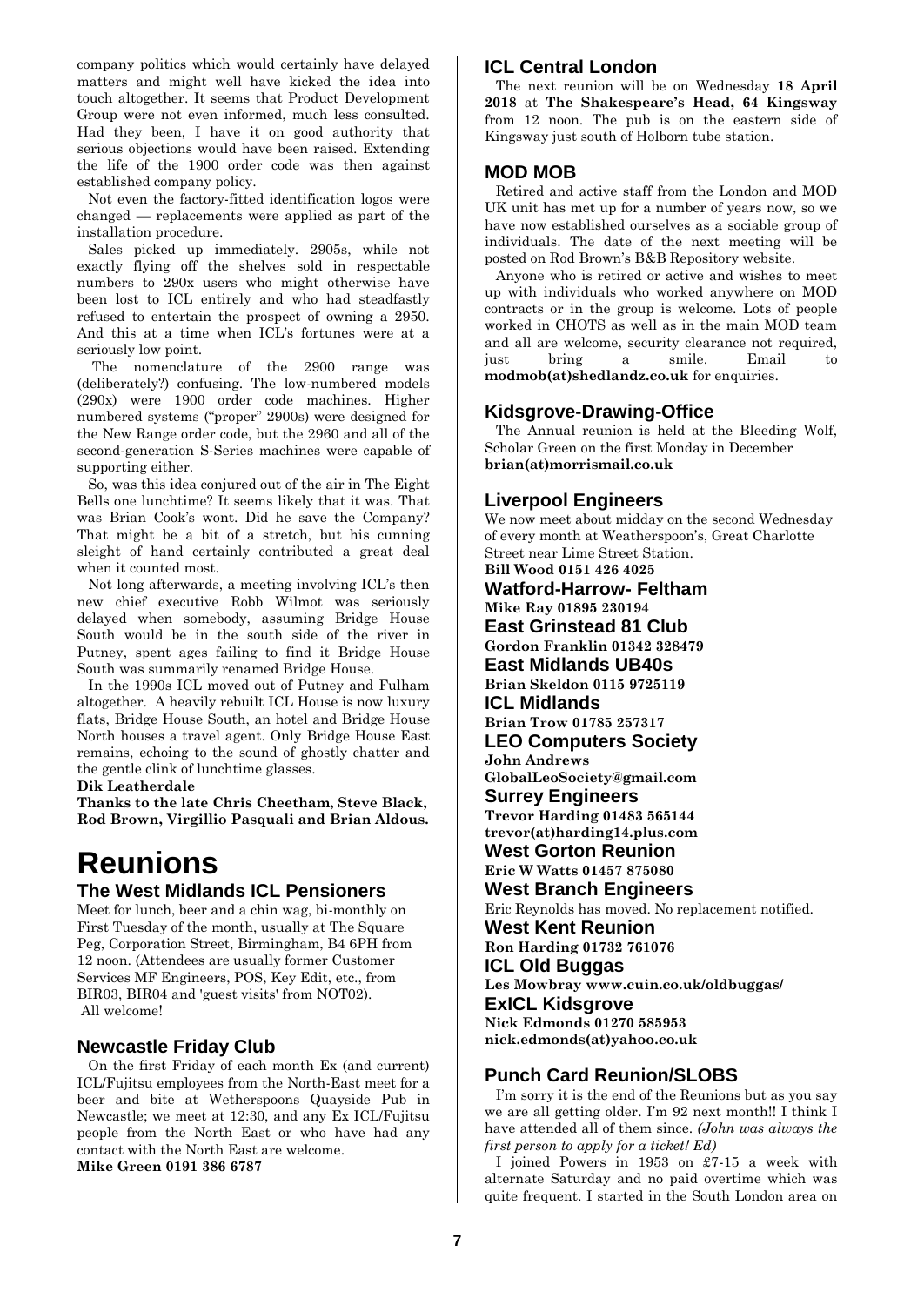company politics which would certainly have delayed matters and might well have kicked the idea into touch altogether. It seems that Product Development Group were not even informed, much less consulted. Had they been, I have it on good authority that serious objections would have been raised. Extending the life of the 1900 order code was then against established company policy.

Not even the factory-fitted identification logos were changed — replacements were applied as part of the installation procedure.

Sales picked up immediately. 2905s, while not exactly flying off the shelves sold in respectable numbers to 290x users who might otherwise have been lost to ICL entirely and who had steadfastly refused to entertain the prospect of owning a 2950. And this at a time when ICL's fortunes were at a seriously low point.

The nomenclature of the 2900 range was (deliberately?) confusing. The low-numbered models (290x) were 1900 order code machines. Higher numbered systems ("proper" 2900s) were designed for the New Range order code, but the 2960 and all of the second-generation S-Series machines were capable of supporting either.

So, was this idea conjured out of the air in The Eight Bells one lunchtime? It seems likely that it was. That was Brian Cook's wont. Did he save the Company? That might be a bit of a stretch, but his cunning sleight of hand certainly contributed a great deal when it counted most.

Not long afterwards, a meeting involving ICL's then new chief executive Robb Wilmot was seriously delayed when somebody, assuming Bridge House South would be in the south side of the river in Putney, spent ages failing to find it Bridge House South was summarily renamed Bridge House.

In the 1990s ICL moved out of Putney and Fulham altogether. A heavily rebuilt ICL House is now luxury flats, Bridge House South, an hotel and Bridge House North houses a travel agent. Only Bridge House East remains, echoing to the sound of ghostly chatter and the gentle clink of lunchtime glasses.

**Dik Leatherdale**

**Thanks to the late Chris Cheetham, Steve Black, Rod Brown, Virgillio Pasquali and Brian Aldous.**

# Reunions

### The West Midlands ICL Pensioners

Meet for lunch, beer and a chin wag, bi-monthly on First Tuesday of the month, usually at The Square Peg, Corporation Street, Birmingham, B4 6PH from 12 noon. (Attendees are usually former Customer Services MF Engineers, POS, Key Edit, etc., from BIR03, BIR04 and 'guest visits' from NOT02). All welcome!

### Newcastle Friday Club

On the first Friday of each month Ex (and current) ICL/Fujitsu employees from the North-East meet for a beer and bite at Wetherspoons Quayside Pub in Newcastle; we meet at 12:30, and any Ex ICL/Fujitsu people from the North East or who have had any contact with the North East are welcome.
**Mike Green 0191 386 6787**

### ICL Central London

The next reunion will be on Wednesday **18 April 2018** at **The Shakespeare's Head, 64 Kingsway** from 12 noon. The pub is on the eastern side of Kingsway just south of Holborn tube station.

### MOD MOB

Retired and active staff from the London and MOD UK unit has met up for a number of years now, so we have now established ourselves as a sociable group of individuals. The date of the next meeting will be posted on Rod Brown's B&B Repository website.

Anyone who is retired or active and wishes to meet up with individuals who worked anywhere on MOD contracts or in the group is welcome. Lots of people worked in CHOTS as well as in the main MOD team and all are welcome, security clearance not required, just bring a smile. Email to **modmob(at)shedlandz.co.uk** for enquiries.

### Kidsgrove-Drawing-Office

The Annual reunion is held at the Bleeding Wolf, Scholar Green on the first Monday in December
**brian(at)morrismail.co.uk**

### Liverpool Engineers

We now meet about midday on the second Wednesday of every month at Weatherspoon's, Great Charlotte Street near Lime Street Station.
**Bill Wood 0151 426 4025**

### Watford-Harrow- Feltham

**Mike Ray 01895 230194**

### East Grinstead 81 Club

**Gordon Franklin 01342 328479**

### East Midlands UB40s

**Brian Skeldon 0115 9725119**

### ICL Midlands

**Brian Trow 01785 257317**

### LEO Computers Society

**John Andrews**
**GlobalLeoSociety@gmail.com**

### Surrey Engineers

**Trevor Harding 01483 565144**
**trevor(at)harding14.plus.com**

### West Gorton Reunion

**Eric W Watts 01457 875080**

### West Branch Engineers

Eric Reynolds has moved. No replacement notified.

### West Kent Reunion

**Ron Harding 01732 761076**

### ICL Old Buggas

**Les Mowbray www.cuin.co.uk/oldbuggas/**

### ExICL Kidsgrove

**Nick Edmonds 01270 585953**
**nick.edmonds(at)yahoo.co.uk**

### Punch Card Reunion/SLOBS

I'm sorry it is the end of the Reunions but as you say we are all getting older. I'm 92 next month!! I think I have attended all of them since. *(John was always the first person to apply for a ticket! Ed)*

I joined Powers in 1953 on £7-15 a week with alternate Saturday and no paid overtime which was quite frequent. I started in the South London area on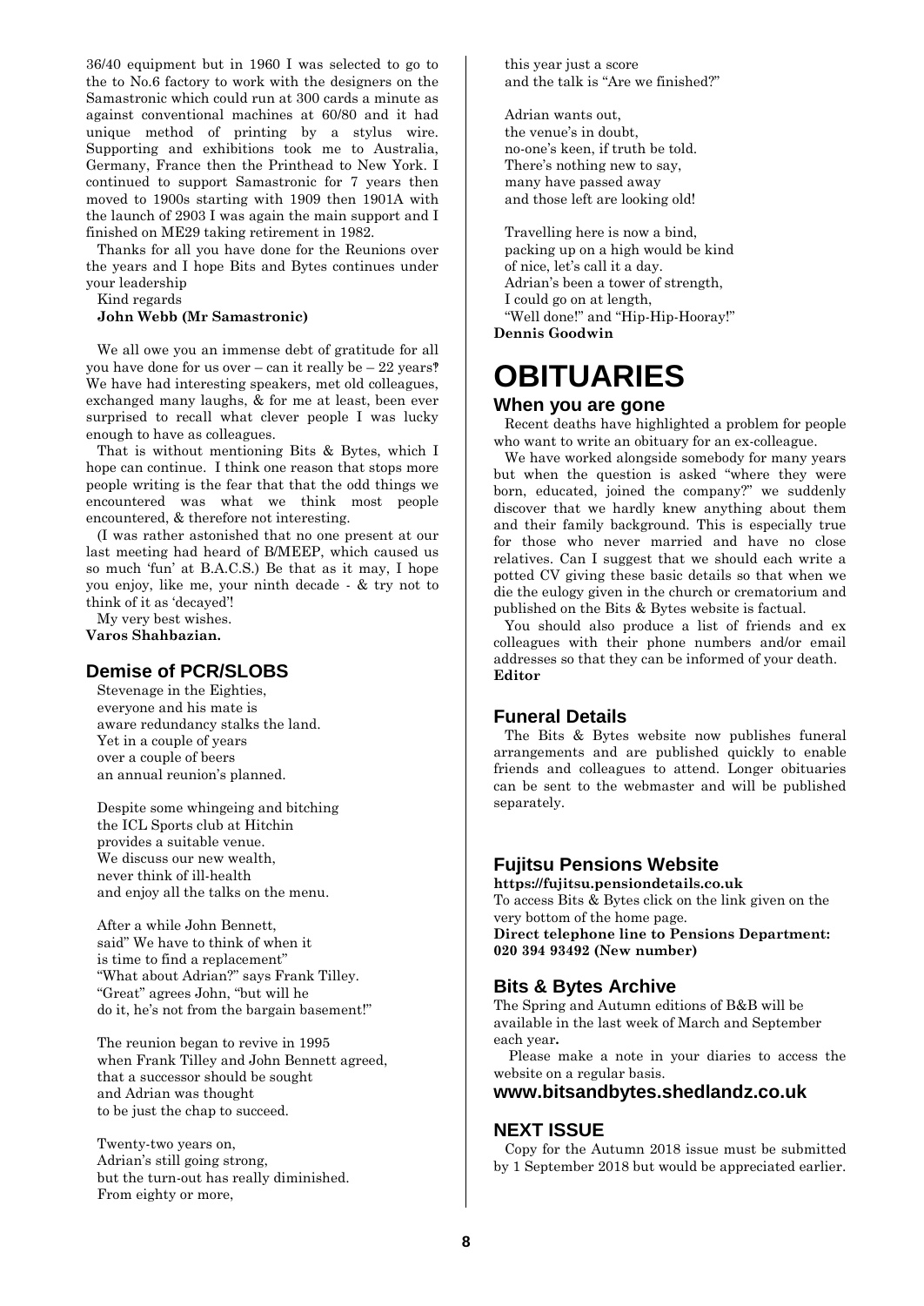36/40 equipment but in 1960 I was selected to go to the to No.6 factory to work with the designers on the Samastronic which could run at 300 cards a minute as against conventional machines at 60/80 and it had unique method of printing by a stylus wire. Supporting and exhibitions took me to Australia, Germany, France then the Printhead to New York. I continued to support Samastronic for 7 years then moved to 1900s starting with 1909 then 1901A with the launch of 2903 I was again the main support and I finished on ME29 taking retirement in 1982.

Thanks for all you have done for the Reunions over the years and I hope Bits and Bytes continues under your leadership

Kind regards

**John Webb (Mr Samastronic)**

We all owe you an immense debt of gratitude for all you have done for us over – can it really be – 22 years? We have had interesting speakers, met old colleagues, exchanged many laughs, & for me at least, been ever surprised to recall what clever people I was lucky enough to have as colleagues.

That is without mentioning Bits & Bytes, which I hope can continue. I think one reason that stops more people writing is the fear that that the odd things we encountered was what we think most people encountered, & therefore not interesting.

(I was rather astonished that no one present at our last meeting had heard of B/MEEP, which caused us so much 'fun' at B.A.C.S.) Be that as it may, I hope you enjoy, like me, your ninth decade - & try not to think of it as 'decayed'!

My very best wishes.

**Varos Shahbazian.**

## Demise of PCR/SLOBS

Stevenage in the Eighties,
everyone and his mate is
aware redundancy stalks the land.
Yet in a couple of years
over a couple of beers
an annual reunion's planned.

Despite some whingeing and bitching
the ICL Sports club at Hitchin
provides a suitable venue.
We discuss our new wealth,
never think of ill-health
and enjoy all the talks on the menu.

After a while John Bennett,
said" We have to think of when it
is time to find a replacement"
"What about Adrian?" says Frank Tilley.
"Great" agrees John, "but will he
do it, he's not from the bargain basement!"

The reunion began to revive in 1995
when Frank Tilley and John Bennett agreed,
that a successor should be sought
and Adrian was thought
to be just the chap to succeed.

Twenty-two years on,
Adrian's still going strong,
but the turn-out has really diminished.
From eighty or more,
this year just a score
and the talk is "Are we finished?"

Adrian wants out,
the venue's in doubt,
no-one's keen, if truth be told.
There's nothing new to say,
many have passed away
and those left are looking old!

Travelling here is now a bind,
packing up on a high would be kind
of nice, let's call it a day.
Adrian's been a tower of strength,
I could go on at length,
"Well done!" and "Hip-Hip-Hooray!"

**Dennis Goodwin**

# OBITUARIES

## When you are gone

Recent deaths have highlighted a problem for people who want to write an obituary for an ex-colleague.

We have worked alongside somebody for many years but when the question is asked "where they were born, educated, joined the company?" we suddenly discover that we hardly knew anything about them and their family background. This is especially true for those who never married and have no close relatives. Can I suggest that we should each write a potted CV giving these basic details so that when we die the eulogy given in the church or crematorium and published on the Bits & Bytes website is factual.

You should also produce a list of friends and ex colleagues with their phone numbers and/or email addresses so that they can be informed of your death.

**Editor**

## Funeral Details

The Bits & Bytes website now publishes funeral arrangements and are published quickly to enable friends and colleagues to attend. Longer obituaries can be sent to the webmaster and will be published separately.

## Fujitsu Pensions Website

**https://fujitsu.pensiondetails.co.uk**

To access Bits & Bytes click on the link given on the very bottom of the home page.

**Direct telephone line to Pensions Department: 020 394 93492 (New number)**

## Bits & Bytes Archive

The Spring and Autumn editions of B&B will be available in the last week of March and September each year**.**

Please make a note in your diaries to access the website on a regular basis.

### www.bitsandbytes.shedlandz.co.uk

## NEXT ISSUE

Copy for the Autumn 2018 issue must be submitted by 1 September 2018 but would be appreciated earlier.